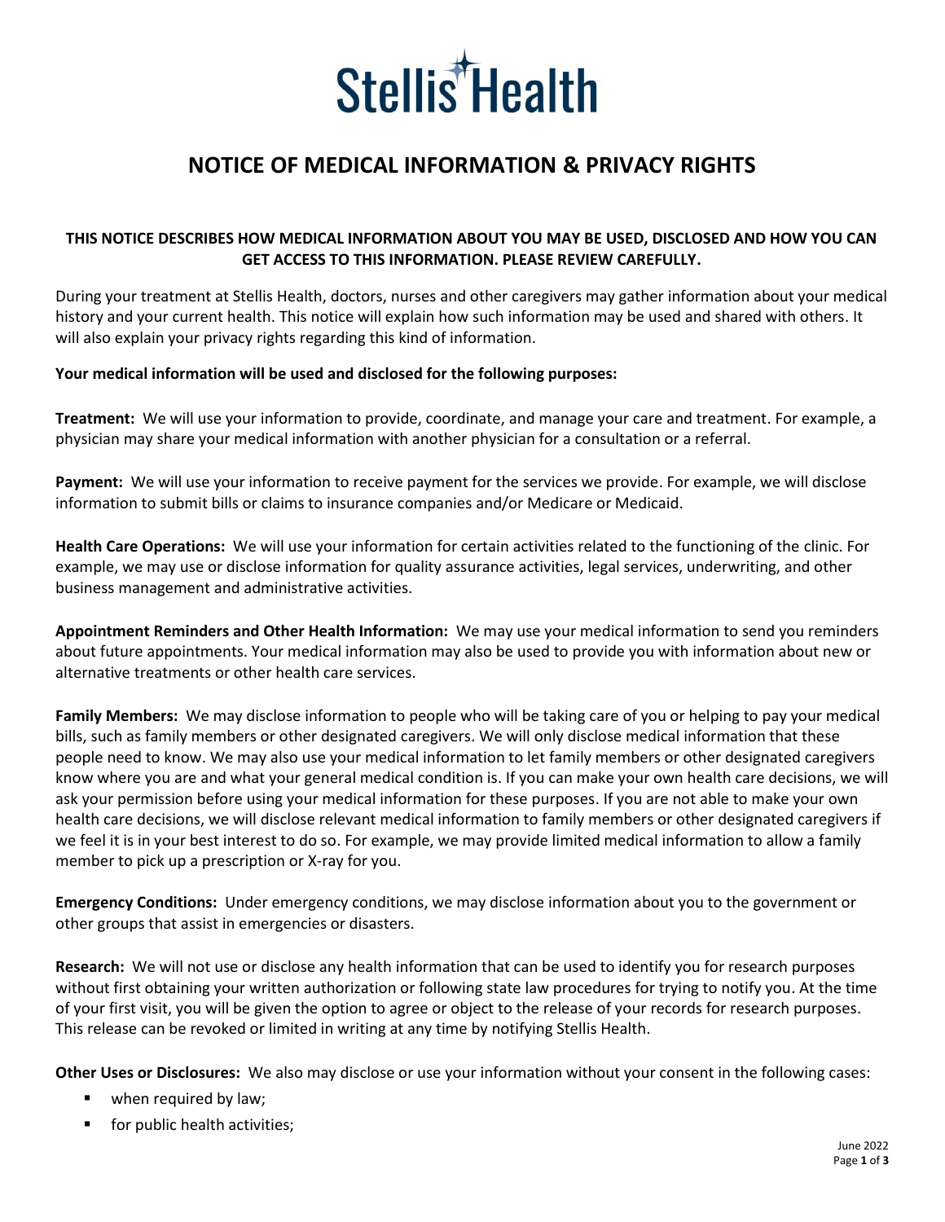# Stellis Health

## NOTICE OF MEDICAL INFORMATION & PRIVACY RIGHTS

**THIS NOTICE DESCRIBES HOW MEDICAL INFORMATION ABOUT YOU MAY BE USED, DISCLOSED AND HOW YOU CAN GET ACCESS TO THIS INFORMATION. PLEASE REVIEW CAREFULLY.**

During your treatment at Stellis Health, doctors, nurses and other caregivers may gather information about your medical history and your current health. This notice will explain how such information may be used and shared with others. It will also explain your privacy rights regarding this kind of information.

**Your medical information will be used and disclosed for the following purposes:**

**Treatment:** We will use your information to provide, coordinate, and manage your care and treatment. For example, a physician may share your medical information with another physician for a consultation or a referral.

**Payment:** We will use your information to receive payment for the services we provide. For example, we will disclose information to submit bills or claims to insurance companies and/or Medicare or Medicaid.

**Health Care Operations:** We will use your information for certain activities related to the functioning of the clinic. For example, we may use or disclose information for quality assurance activities, legal services, underwriting, and other business management and administrative activities.

**Appointment Reminders and Other Health Information:** We may use your medical information to send you reminders about future appointments. Your medical information may also be used to provide you with information about new or alternative treatments or other health care services.

**Family Members:** We may disclose information to people who will be taking care of you or helping to pay your medical bills, such as family members or other designated caregivers. We will only disclose medical information that these people need to know. We may also use your medical information to let family members or other designated caregivers know where you are and what your general medical condition is. If you can make your own health care decisions, we will ask your permission before using your medical information for these purposes. If you are not able to make your own health care decisions, we will disclose relevant medical information to family members or other designated caregivers if we feel it is in your best interest to do so. For example, we may provide limited medical information to allow a family member to pick up a prescription or X-ray for you.

**Emergency Conditions:** Under emergency conditions, we may disclose information about you to the government or other groups that assist in emergencies or disasters.

**Research:** We will not use or disclose any health information that can be used to identify you for research purposes without first obtaining your written authorization or following state law procedures for trying to notify you. At the time of your first visit, you will be given the option to agree or object to the release of your records for research purposes. This release can be revoked or limited in writing at any time by notifying Stellis Health.

**Other Uses or Disclosures:** We also may disclose or use your information without your consent in the following cases:

- when required by law;
- for public health activities;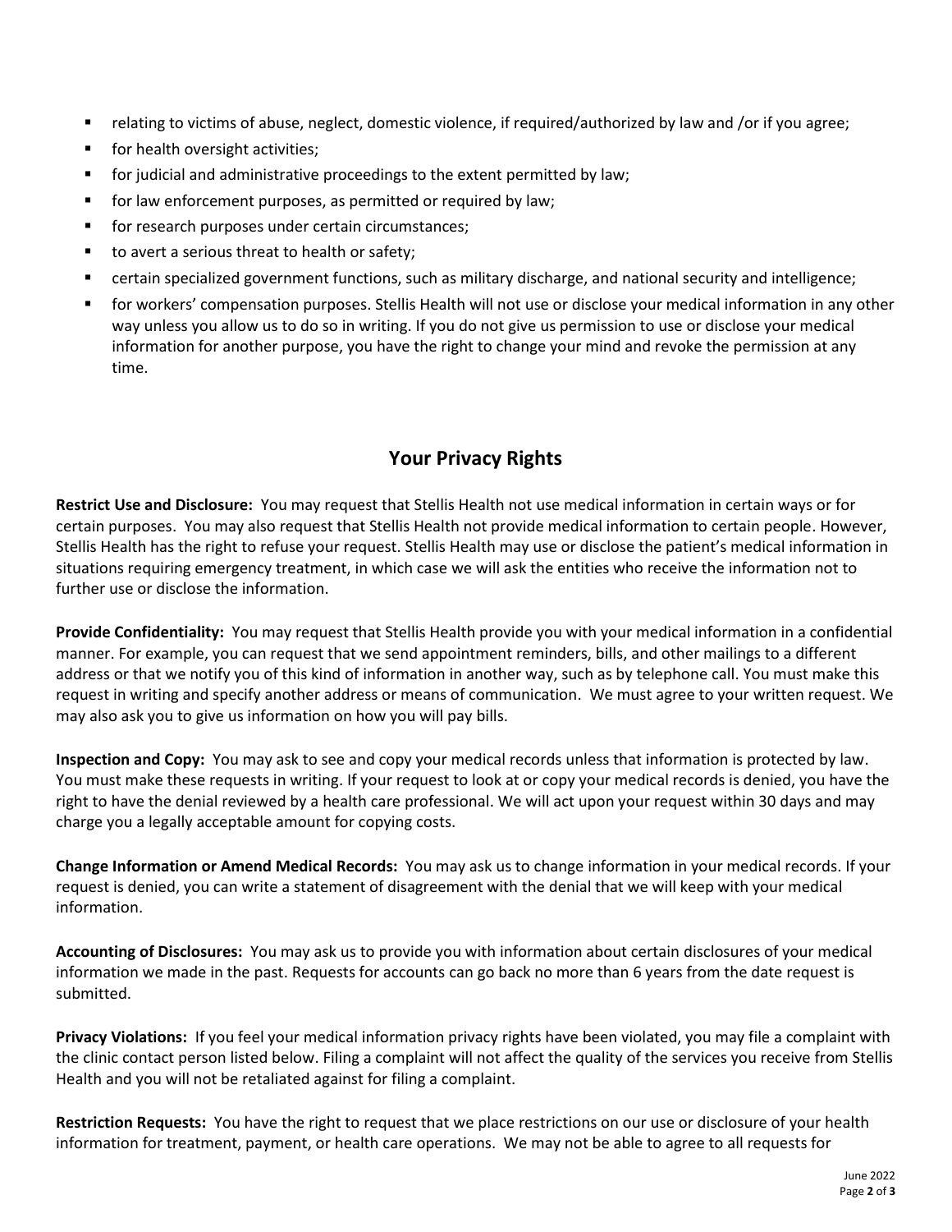- relating to victims of abuse, neglect, domestic violence, if required/authorized by law and /or if you agree;
- for health oversight activities;
- for judicial and administrative proceedings to the extent permitted by law;
- for law enforcement purposes, as permitted or required by law;
- for research purposes under certain circumstances;
- to avert a serious threat to health or safety;
- certain specialized government functions, such as military discharge, and national security and intelligence;
- for workers' compensation purposes. Stellis Health will not use or disclose your medical information in any other way unless you allow us to do so in writing. If you do not give us permission to use or disclose your medical information for another purpose, you have the right to change your mind and revoke the permission at any time.

## Your Privacy Rights

**Restrict Use and Disclosure:** You may request that Stellis Health not use medical information in certain ways or for certain purposes. You may also request that Stellis Health not provide medical information to certain people. However, Stellis Health has the right to refuse your request. Stellis Health may use or disclose the patient's medical information in situations requiring emergency treatment, in which case we will ask the entities who receive the information not to further use or disclose the information.

**Provide Confidentiality:** You may request that Stellis Health provide you with your medical information in a confidential manner. For example, you can request that we send appointment reminders, bills, and other mailings to a different address or that we notify you of this kind of information in another way, such as by telephone call. You must make this request in writing and specify another address or means of communication. We must agree to your written request. We may also ask you to give us information on how you will pay bills.

**Inspection and Copy:** You may ask to see and copy your medical records unless that information is protected by law. You must make these requests in writing. If your request to look at or copy your medical records is denied, you have the right to have the denial reviewed by a health care professional. We will act upon your request within 30 days and may charge you a legally acceptable amount for copying costs.

**Change Information or Amend Medical Records:** You may ask us to change information in your medical records. If your request is denied, you can write a statement of disagreement with the denial that we will keep with your medical information.

**Accounting of Disclosures:** You may ask us to provide you with information about certain disclosures of your medical information we made in the past. Requests for accounts can go back no more than 6 years from the date request is submitted.

**Privacy Violations:** If you feel your medical information privacy rights have been violated, you may file a complaint with the clinic contact person listed below. Filing a complaint will not affect the quality of the services you receive from Stellis Health and you will not be retaliated against for filing a complaint.

**Restriction Requests:** You have the right to request that we place restrictions on our use or disclosure of your health information for treatment, payment, or health care operations. We may not be able to agree to all requests for

June 2022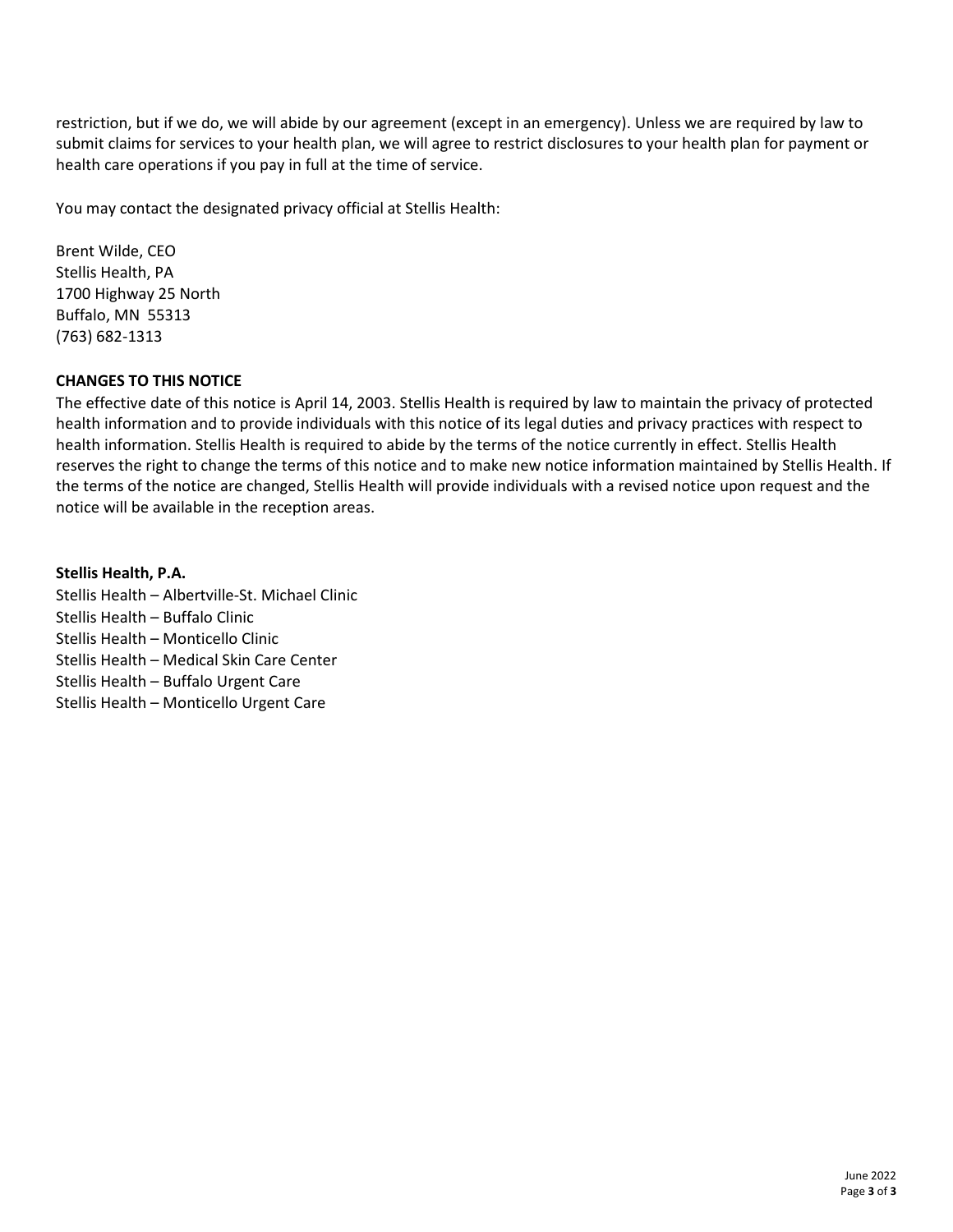restriction, but if we do, we will abide by our agreement (except in an emergency). Unless we are required by law to submit claims for services to your health plan, we will agree to restrict disclosures to your health plan for payment or health care operations if you pay in full at the time of service.

You may contact the designated privacy official at Stellis Health:

Brent Wilde, CEO
Stellis Health, PA
1700 Highway 25 North
Buffalo, MN 55313
(763) 682-1313

**CHANGES TO THIS NOTICE**

The effective date of this notice is April 14, 2003. Stellis Health is required by law to maintain the privacy of protected health information and to provide individuals with this notice of its legal duties and privacy practices with respect to health information. Stellis Health is required to abide by the terms of the notice currently in effect. Stellis Health reserves the right to change the terms of this notice and to make new notice information maintained by Stellis Health. If the terms of the notice are changed, Stellis Health will provide individuals with a revised notice upon request and the notice will be available in the reception areas.

**Stellis Health, P.A.**

Stellis Health – Albertville-St. Michael Clinic
Stellis Health – Buffalo Clinic
Stellis Health – Monticello Clinic
Stellis Health – Medical Skin Care Center
Stellis Health – Buffalo Urgent Care
Stellis Health – Monticello Urgent Care

June 2022